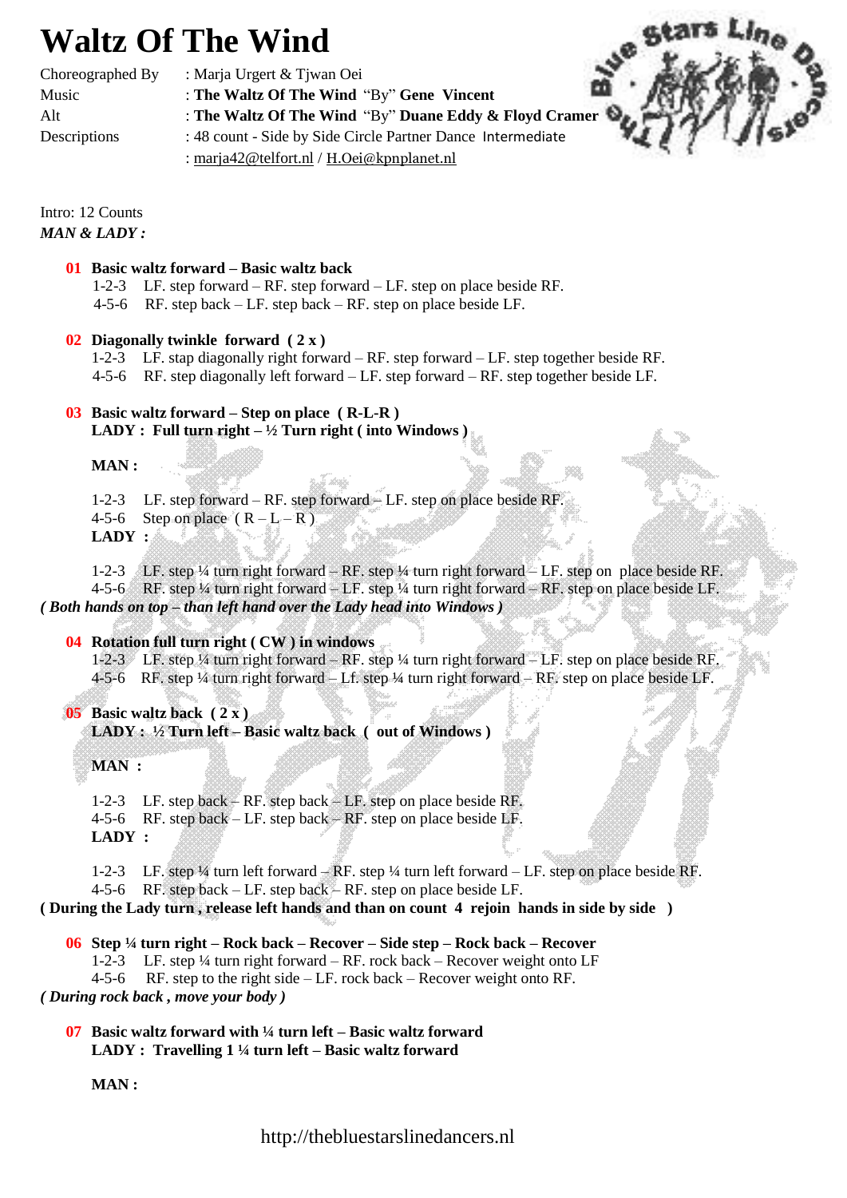# Waltz Of The Wind

Choreographed By : Marja Urgert & Tjwan Oei
Music : **The Waltz Of The Wind** "By" **Gene Vincent**
Alt : **The Waltz Of The Wind** "Bep" **Duane Eddy & Floyd Cramer**
Descriptions : 48 count - Side by Side Circle Partner Dance Intermediate
: marja42@telfort.nl / H.Oei@kpnplanet.nl

Intro: 12 Counts
***MAN & LADY :***

**01 Basic waltz forward – Basic waltz back**
1-2-3 LF. step forward – RF. step forward – LF. step on place beside RF.
4-5-6 RF. step back – LF. step back – RF. step on place beside LF.

**02 Diagonally twinkle forward ( 2 x )**
1-2-3 LF. stap diagonally right forward – RF. step forward – LF. step together beside RF.
4-5-6 RF. step diagonally left forward – LF. step forward – RF. step together beside LF.

**03 Basic waltz forward – Step on place ( R-L-R )**
**LADY : Full turn right – ½ Turn right ( into Windows )**

**MAN :**

1-2-3 LF. step forward – RF. step forward – LF. step on place beside RF.
4-5-6 Step on place ( R – L – R )
**LADY :**

1-2-3 LF. step ¼ turn right forward – RF. step ¼ turn right forward – LF. step on place beside RF.
4-5-6 RF. step ¼ turn right forward – LF. step ¼ turn right forward – RF. step on place beside LF.
***( Both hands on top – than left hand over the Lady head into Windows )***

**04 Rotation full turn right ( CW ) in windows**
1-2-3 LF. step ¼ turn right forward – RF. step ¼ turn right forward – LF. step on place beside RF.
4-5-6 RF. step ¼ turn right forward – Lf. step ¼ turn right forward – RF. step on place beside LF.

**05 Basic waltz back ( 2 x )**
**LADY : ½ Turn left – Basic waltz back ( out of Windows )**

**MAN :**

1-2-3 LF. step back – RF. step back – LF. step on place beside RF.
4-5-6 RF. step back – LF. step back – RF. step on place beside LF.
**LADY :**

1-2-3 LF. step ¼ turn left forward – RF. step ¼ turn left forward – LF. step on place beside RF.
4-5-6 RF. step back – LF. step back – RF. step on place beside LF.
**( During the Lady turn , release left hands and than on count 4 rejoin hands in side by side )**

**06 Step ¼ turn right – Rock back – Recover – Side step – Rock back – Recover**
1-2-3 LF. step ¼ turn right forward – RF. rock back – Recover weight onto LF
4-5-6 RF. step to the right side – LF. rock back – Recover weight onto RF.
***( During rock back , move your body )***

**07 Basic waltz forward with ¼ turn left – Basic waltz forward**
**LADY : Travelling 1 ¼ turn left – Basic waltz forward**

**MAN :**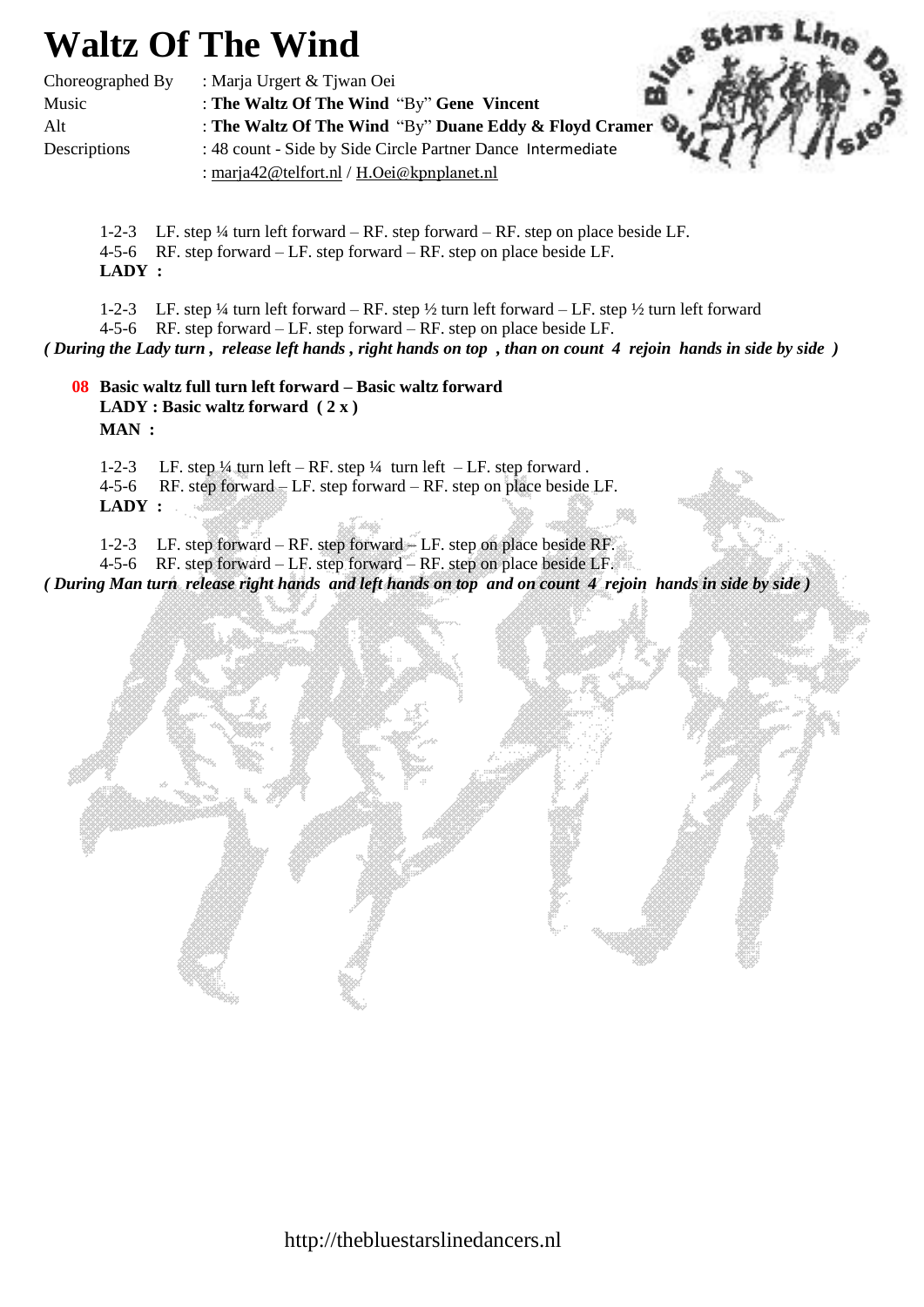# Waltz Of The Wind

Choreographed By : Marja Urgert & Tjwan Oei
Music : **The Waltz Of The Wind** "By" **Gene Vincent**
Alt : **The Waltz Of The Wind** "By" **Duane Eddy & Floyd Cramer**
Descriptions : 48 count - Side by Side Circle Partner Dance Intermediate
: marja42@telfort.nl / H.Oei@kpnplanet.nl

1-2-3 LF. step ¼ turn left forward – RF. step forward – RF. step on place beside LF.
4-5-6 RF. step forward – LF. step forward – RF. step on place beside LF.

**LADY :**

1-2-3 LF. step ¼ turn left forward – RF. step ½ turn left forward – LF. step ½ turn left forward
4-5-6 RF. step forward – LF. step forward – RF. step on place beside LF.

***( During the Lady turn , release left hands , right hands on top , than on count 4 rejoin hands in side by side )***

**08 Basic waltz full turn left forward – Basic waltz forward**
**LADY : Basic waltz forward ( 2 x )**
**MAN :**

1-2-3 LF. step ¼ turn left – RF. step ¼ turn left – LF. step forward .
4-5-6 RF. step forward – LF. step forward – RF. step on place beside LF.

**LADY :**

1-2-3 LF. step forward – RF. step forward – LF. step on place beside RF.
4-5-6 RF. step forward – LF. step forward – RF. step on place beside LF.

***( During Man turn release right hands and left hands on top and on count 4 rejoin hands in side by side )***